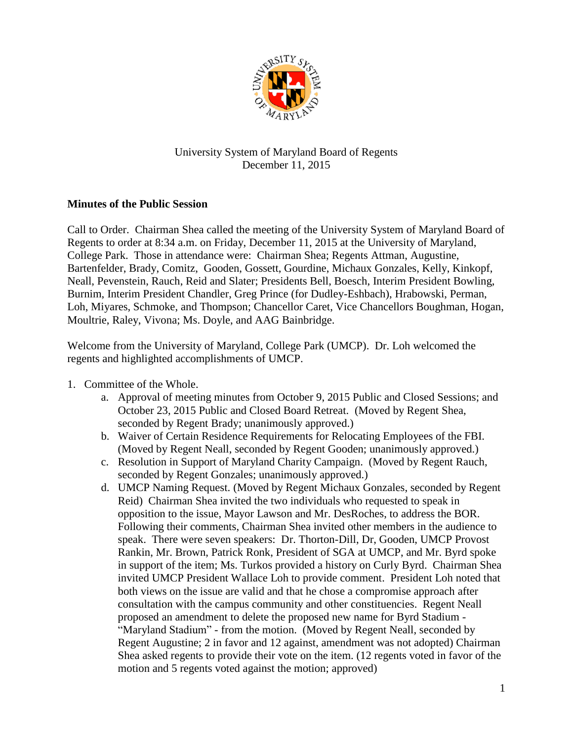University System of Maryland Board of Regents
December 11, 2015

**Minutes of the Public Session**

Call to Order. Chairman Shea called the meeting of the University System of Maryland Board of Regents to order at 8:34 a.m. on Friday, December 11, 2015 at the University of Maryland, College Park. Those in attendance were: Chairman Shea; Regents Attman, Augustine, Bartenfelder, Brady, Comitz, Gooden, Gossett, Gourdine, Michaux Gonzales, Kelly, Kinkopf, Neall, Pevenstein, Rauch, Reid and Slater; Presidents Bell, Boesch, Interim President Bowling, Burnim, Interim President Chandler, Greg Prince (for Dudley-Eshbach), Hrabowski, Perman, Loh, Miyares, Schmoke, and Thompson; Chancellor Caret, Vice Chancellors Boughman, Hogan, Moultrie, Raley, Vivona; Ms. Doyle, and AAG Bainbridge.

Welcome from the University of Maryland, College Park (UMCP). Dr. Loh welcomed the regents and highlighted accomplishments of UMCP.

1. Committee of the Whole.
   a. Approval of meeting minutes from October 9, 2015 Public and Closed Sessions; and October 23, 2015 Public and Closed Board Retreat. (Moved by Regent Shea, seconded by Regent Brady; unanimously approved.)
   b. Waiver of Certain Residence Requirements for Relocating Employees of the FBI. (Moved by Regent Neall, seconded by Regent Gooden; unanimously approved.)
   c. Resolution in Support of Maryland Charity Campaign. (Moved by Regent Rauch, seconded by Regent Gonzales; unanimously approved.)
   d. UMCP Naming Request. (Moved by Regent Michaux Gonzales, seconded by Regent Reid) Chairman Shea invited the two individuals who requested to speak in opposition to the issue, Mayor Lawson and Mr. DesRoches, to address the BOR. Following their comments, Chairman Shea invited other members in the audience to speak. There were seven speakers: Dr. Thorton-Dill, Dr, Gooden, UMCP Provost Rankin, Mr. Brown, Patrick Ronk, President of SGA at UMCP, and Mr. Byrd spoke in support of the item; Ms. Turkos provided a history on Curly Byrd. Chairman Shea invited UMCP President Wallace Loh to provide comment. President Loh noted that both views on the issue are valid and that he chose a compromise approach after consultation with the campus community and other constituencies. Regent Neall proposed an amendment to delete the proposed new name for Byrd Stadium - "Maryland Stadium" - from the motion. (Moved by Regent Neall, seconded by Regent Augustine; 2 in favor and 12 against, amendment was not adopted) Chairman Shea asked regents to provide their vote on the item. (12 regents voted in favor of the motion and 5 regents voted against the motion; approved)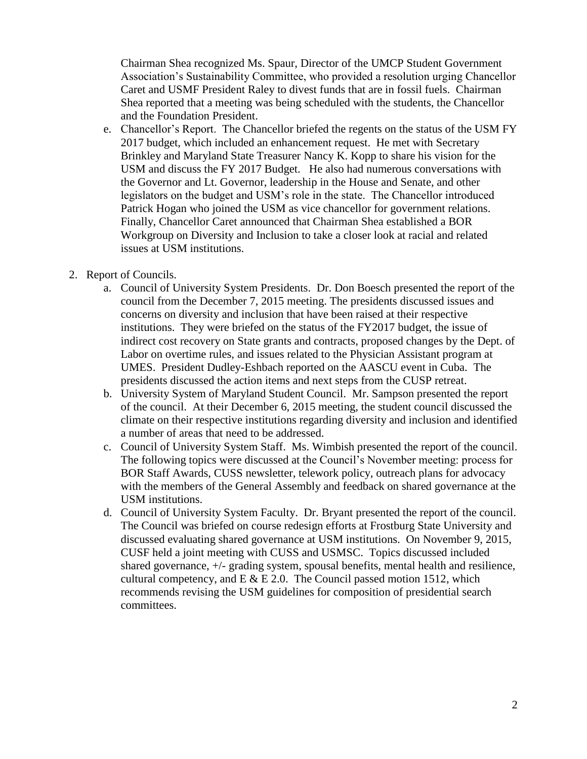Chairman Shea recognized Ms. Spaur, Director of the UMCP Student Government Association's Sustainability Committee, who provided a resolution urging Chancellor Caret and USMF President Raley to divest funds that are in fossil fuels. Chairman Shea reported that a meeting was being scheduled with the students, the Chancellor and the Foundation President.

e. Chancellor's Report. The Chancellor briefed the regents on the status of the USM FY 2017 budget, which included an enhancement request. He met with Secretary Brinkley and Maryland State Treasurer Nancy K. Kopp to share his vision for the USM and discuss the FY 2017 Budget. He also had numerous conversations with the Governor and Lt. Governor, leadership in the House and Senate, and other legislators on the budget and USM's role in the state. The Chancellor introduced Patrick Hogan who joined the USM as vice chancellor for government relations. Finally, Chancellor Caret announced that Chairman Shea established a BOR Workgroup on Diversity and Inclusion to take a closer look at racial and related issues at USM institutions.

2. Report of Councils.
   a. Council of University System Presidents. Dr. Don Boesch presented the report of the council from the December 7, 2015 meeting. The presidents discussed issues and concerns on diversity and inclusion that have been raised at their respective institutions. They were briefed on the status of the FY2017 budget, the issue of indirect cost recovery on State grants and contracts, proposed changes by the Dept. of Labor on overtime rules, and issues related to the Physician Assistant program at UMES. President Dudley-Eshbach reported on the AASCU event in Cuba. The presidents discussed the action items and next steps from the CUSP retreat.
   b. University System of Maryland Student Council. Mr. Sampson presented the report of the council. At their December 6, 2015 meeting, the student council discussed the climate on their respective institutions regarding diversity and inclusion and identified a number of areas that need to be addressed.
   c. Council of University System Staff. Ms. Wimbish presented the report of the council. The following topics were discussed at the Council's November meeting: process for BOR Staff Awards, CUSS newsletter, telework policy, outreach plans for advocacy with the members of the General Assembly and feedback on shared governance at the USM institutions.
   d. Council of University System Faculty. Dr. Bryant presented the report of the council. The Council was briefed on course redesign efforts at Frostburg State University and discussed evaluating shared governance at USM institutions. On November 9, 2015, CUSF held a joint meeting with CUSS and USMSC. Topics discussed included shared governance, +/- grading system, spousal benefits, mental health and resilience, cultural competency, and E & E 2.0. The Council passed motion 1512, which recommends revising the USM guidelines for composition of presidential search committees.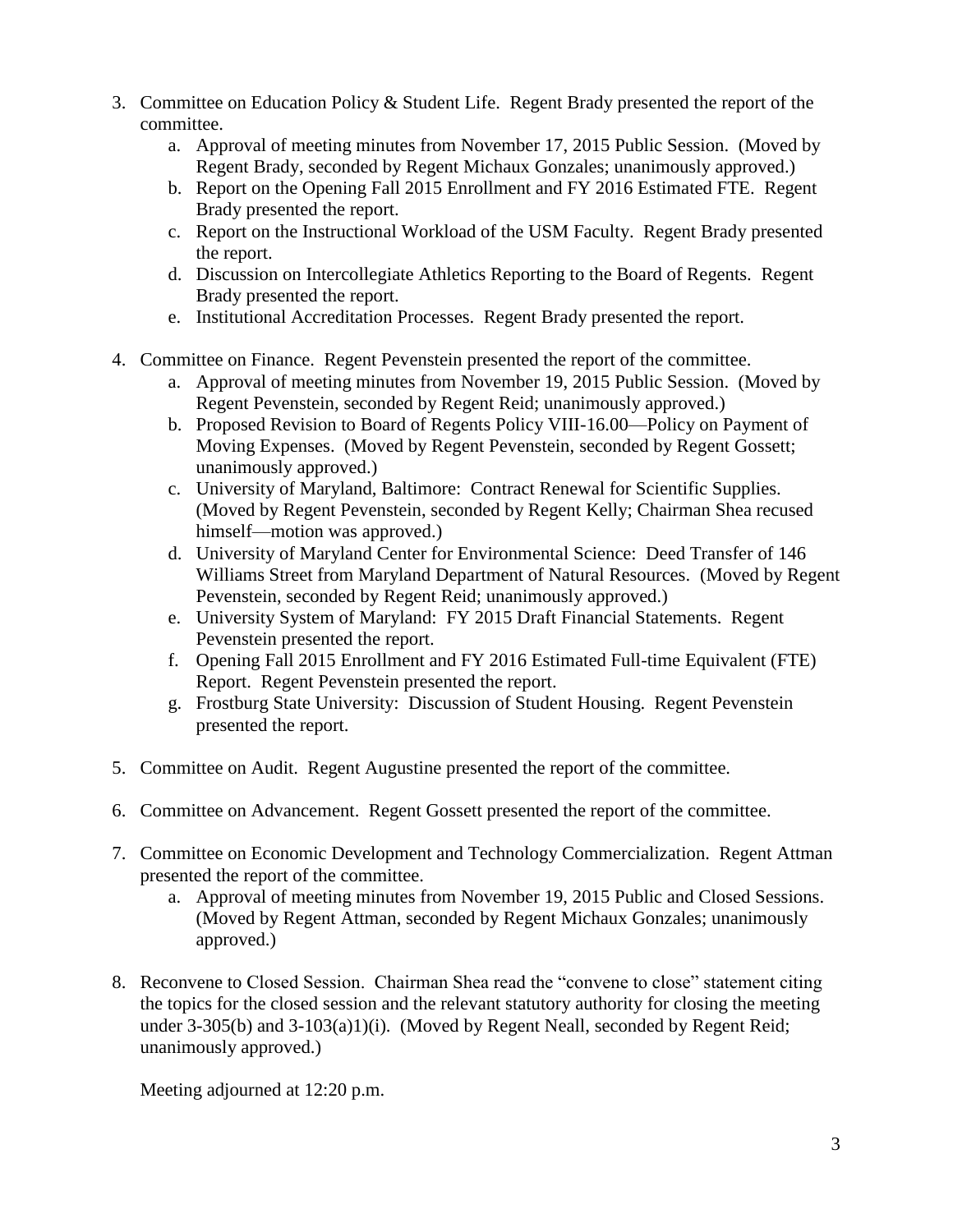3. Committee on Education Policy & Student Life. Regent Brady presented the report of the committee.
   a. Approval of meeting minutes from November 17, 2015 Public Session. (Moved by Regent Brady, seconded by Regent Michaux Gonzales; unanimously approved.)
   b. Report on the Opening Fall 2015 Enrollment and FY 2016 Estimated FTE. Regent Brady presented the report.
   c. Report on the Instructional Workload of the USM Faculty. Regent Brady presented the report.
   d. Discussion on Intercollegiate Athletics Reporting to the Board of Regents. Regent Brady presented the report.
   e. Institutional Accreditation Processes. Regent Brady presented the report.

4. Committee on Finance. Regent Pevenstein presented the report of the committee.
   a. Approval of meeting minutes from November 19, 2015 Public Session. (Moved by Regent Pevenstein, seconded by Regent Reid; unanimously approved.)
   b. Proposed Revision to Board of Regents Policy VIII-16.00—Policy on Payment of Moving Expenses. (Moved by Regent Pevenstein, seconded by Regent Gossett; unanimously approved.)
   c. University of Maryland, Baltimore: Contract Renewal for Scientific Supplies. (Moved by Regent Pevenstein, seconded by Regent Kelly; Chairman Shea recused himself—motion was approved.)
   d. University of Maryland Center for Environmental Science: Deed Transfer of 146 Williams Street from Maryland Department of Natural Resources. (Moved by Regent Pevenstein, seconded by Regent Reid; unanimously approved.)
   e. University System of Maryland: FY 2015 Draft Financial Statements. Regent Pevenstein presented the report.
   f. Opening Fall 2015 Enrollment and FY 2016 Estimated Full-time Equivalent (FTE) Report. Regent Pevenstein presented the report.
   g. Frostburg State University: Discussion of Student Housing. Regent Pevenstein presented the report.

5. Committee on Audit. Regent Augustine presented the report of the committee.

6. Committee on Advancement. Regent Gossett presented the report of the committee.

7. Committee on Economic Development and Technology Commercialization. Regent Attman presented the report of the committee.
   a. Approval of meeting minutes from November 19, 2015 Public and Closed Sessions. (Moved by Regent Attman, seconded by Regent Michaux Gonzales; unanimously approved.)

8. Reconvene to Closed Session. Chairman Shea read the "convene to close" statement citing the topics for the closed session and the relevant statutory authority for closing the meeting under 3-305(b) and 3-103(a)1)(i). (Moved by Regent Neall, seconded by Regent Reid; unanimously approved.)

   Meeting adjourned at 12:20 p.m.